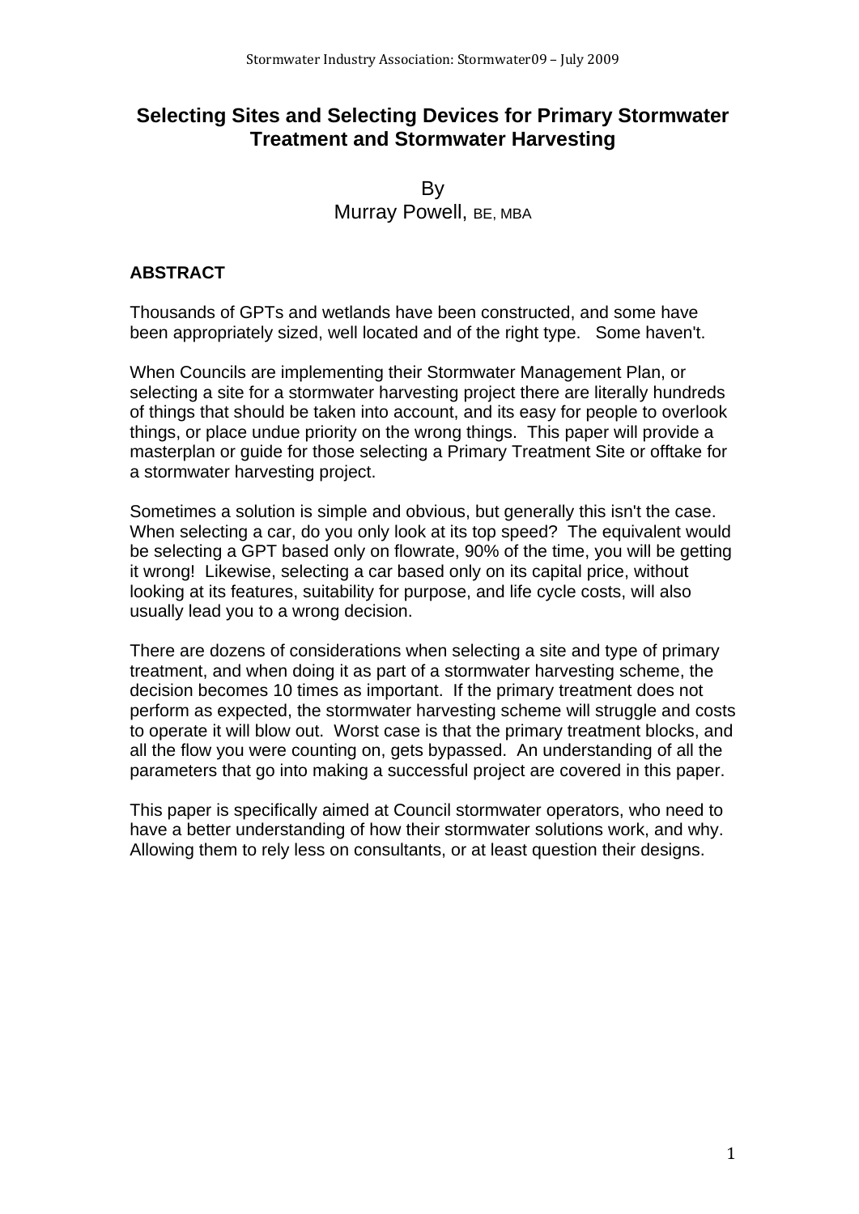# Selecting Sites and Selecting Devices for Primary Stormwater Treatment and Stormwater Harvesting

By
Murray Powell, BE, MBA

## ABSTRACT

Thousands of GPTs and wetlands have been constructed, and some have been appropriately sized, well located and of the right type. Some haven't.

When Councils are implementing their Stormwater Management Plan, or selecting a site for a stormwater harvesting project there are literally hundreds of things that should be taken into account, and its easy for people to overlook things, or place undue priority on the wrong things. This paper will provide a masterplan or guide for those selecting a Primary Treatment Site or offtake for a stormwater harvesting project.

Sometimes a solution is simple and obvious, but generally this isn't the case. When selecting a car, do you only look at its top speed? The equivalent would be selecting a GPT based only on flowrate, 90% of the time, you will be getting it wrong! Likewise, selecting a car based only on its capital price, without looking at its features, suitability for purpose, and life cycle costs, will also usually lead you to a wrong decision.

There are dozens of considerations when selecting a site and type of primary treatment, and when doing it as part of a stormwater harvesting scheme, the decision becomes 10 times as important. If the primary treatment does not perform as expected, the stormwater harvesting scheme will struggle and costs to operate it will blow out. Worst case is that the primary treatment blocks, and all the flow you were counting on, gets bypassed. An understanding of all the parameters that go into making a successful project are covered in this paper.

This paper is specifically aimed at Council stormwater operators, who need to have a better understanding of how their stormwater solutions work, and why. Allowing them to rely less on consultants, or at least question their designs.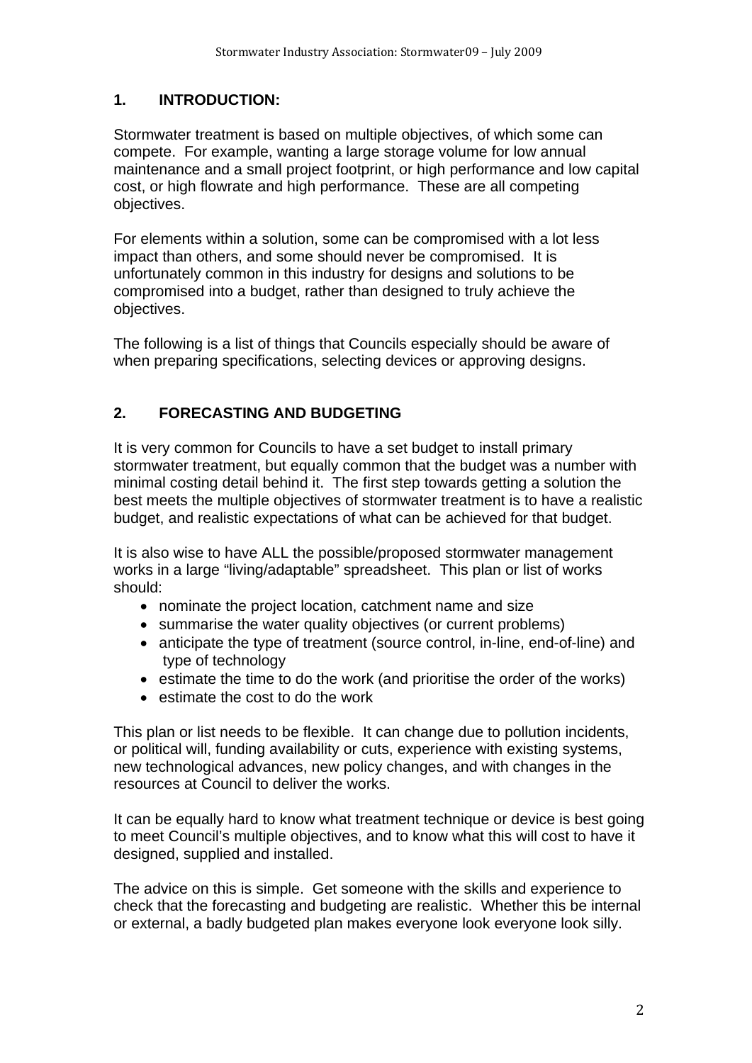## 1. INTRODUCTION:

Stormwater treatment is based on multiple objectives, of which some can compete. For example, wanting a large storage volume for low annual maintenance and a small project footprint, or high performance and low capital cost, or high flowrate and high performance. These are all competing objectives.

For elements within a solution, some can be compromised with a lot less impact than others, and some should never be compromised. It is unfortunately common in this industry for designs and solutions to be compromised into a budget, rather than designed to truly achieve the objectives.

The following is a list of things that Councils especially should be aware of when preparing specifications, selecting devices or approving designs.

## 2. FORECASTING AND BUDGETING

It is very common for Councils to have a set budget to install primary stormwater treatment, but equally common that the budget was a number with minimal costing detail behind it. The first step towards getting a solution the best meets the multiple objectives of stormwater treatment is to have a realistic budget, and realistic expectations of what can be achieved for that budget.

It is also wise to have ALL the possible/proposed stormwater management works in a large "living/adaptable" spreadsheet. This plan or list of works should:

- nominate the project location, catchment name and size
- summarise the water quality objectives (or current problems)
- anticipate the type of treatment (source control, in-line, end-of-line) and type of technology
- estimate the time to do the work (and prioritise the order of the works)
- estimate the cost to do the work

This plan or list needs to be flexible. It can change due to pollution incidents, or political will, funding availability or cuts, experience with existing systems, new technological advances, new policy changes, and with changes in the resources at Council to deliver the works.

It can be equally hard to know what treatment technique or device is best going to meet Council's multiple objectives, and to know what this will cost to have it designed, supplied and installed.

The advice on this is simple. Get someone with the skills and experience to check that the forecasting and budgeting are realistic. Whether this be internal or external, a badly budgeted plan makes everyone look everyone look silly.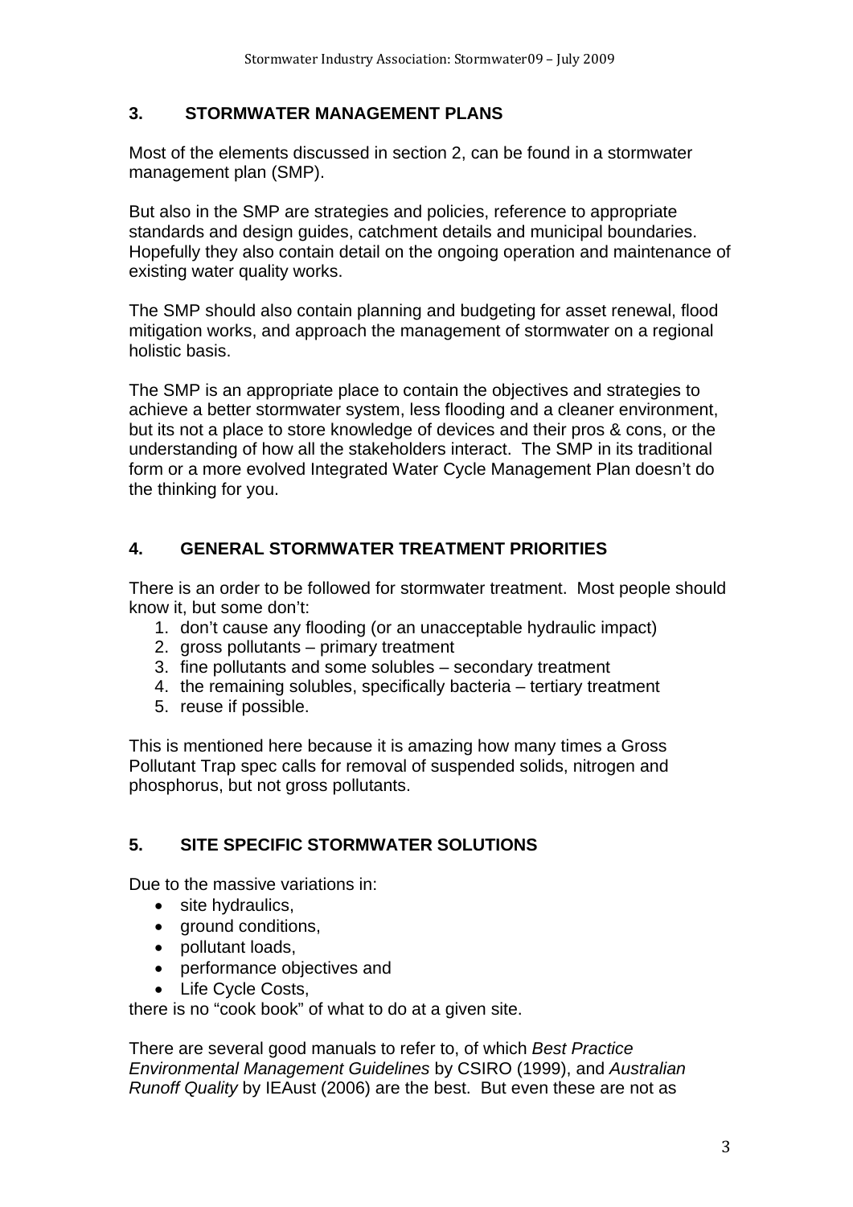## 3. STORMWATER MANAGEMENT PLANS

Most of the elements discussed in section 2, can be found in a stormwater management plan (SMP).

But also in the SMP are strategies and policies, reference to appropriate standards and design guides, catchment details and municipal boundaries. Hopefully they also contain detail on the ongoing operation and maintenance of existing water quality works.

The SMP should also contain planning and budgeting for asset renewal, flood mitigation works, and approach the management of stormwater on a regional holistic basis.

The SMP is an appropriate place to contain the objectives and strategies to achieve a better stormwater system, less flooding and a cleaner environment, but its not a place to store knowledge of devices and their pros & cons, or the understanding of how all the stakeholders interact. The SMP in its traditional form or a more evolved Integrated Water Cycle Management Plan doesn't do the thinking for you.

## 4. GENERAL STORMWATER TREATMENT PRIORITIES

There is an order to be followed for stormwater treatment. Most people should know it, but some don't:

1. don't cause any flooding (or an unacceptable hydraulic impact)
2. gross pollutants – primary treatment
3. fine pollutants and some solubles – secondary treatment
4. the remaining solubles, specifically bacteria – tertiary treatment
5. reuse if possible.

This is mentioned here because it is amazing how many times a Gross Pollutant Trap spec calls for removal of suspended solids, nitrogen and phosphorus, but not gross pollutants.

## 5. SITE SPECIFIC STORMWATER SOLUTIONS

Due to the massive variations in:

- site hydraulics,
- ground conditions,
- pollutant loads,
- performance objectives and
- Life Cycle Costs,

there is no "cook book" of what to do at a given site.

There are several good manuals to refer to, of which *Best Practice Environmental Management Guidelines* by CSIRO (1999), and *Australian Runoff Quality* by IEAust (2006) are the best. But even these are not as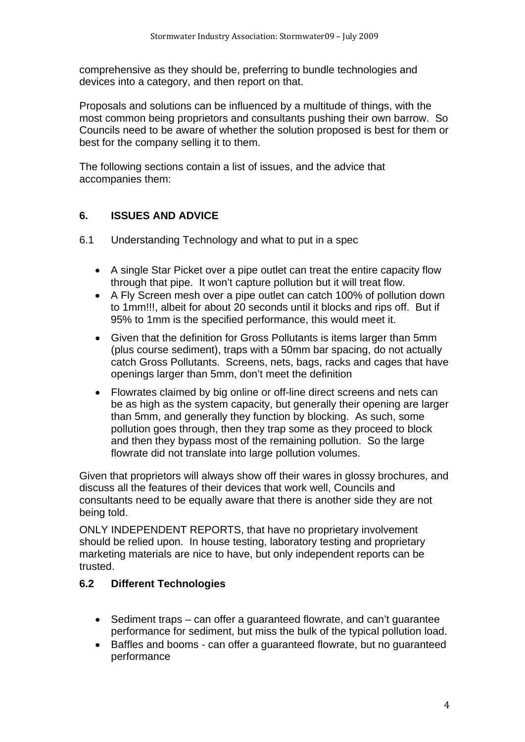comprehensive as they should be, preferring to bundle technologies and devices into a category, and then report on that.

Proposals and solutions can be influenced by a multitude of things, with the most common being proprietors and consultants pushing their own barrow. So Councils need to be aware of whether the solution proposed is best for them or best for the company selling it to them.

The following sections contain a list of issues, and the advice that accompanies them:

## 6. ISSUES AND ADVICE

6.1 Understanding Technology and what to put in a spec

- A single Star Picket over a pipe outlet can treat the entire capacity flow through that pipe. It won't capture pollution but it will treat flow.
- A Fly Screen mesh over a pipe outlet can catch 100% of pollution down to 1mm!!!, albeit for about 20 seconds until it blocks and rips off. But if 95% to 1mm is the specified performance, this would meet it.
- Given that the definition for Gross Pollutants is items larger than 5mm (plus course sediment), traps with a 50mm bar spacing, do not actually catch Gross Pollutants. Screens, nets, bags, racks and cages that have openings larger than 5mm, don't meet the definition
- Flowrates claimed by big online or off-line direct screens and nets can be as high as the system capacity, but generally their opening are larger than 5mm, and generally they function by blocking. As such, some pollution goes through, then they trap some as they proceed to block and then they bypass most of the remaining pollution. So the large flowrate did not translate into large pollution volumes.

Given that proprietors will always show off their wares in glossy brochures, and discuss all the features of their devices that work well, Councils and consultants need to be equally aware that there is another side they are not being told.

ONLY INDEPENDENT REPORTS, that have no proprietary involvement should be relied upon. In house testing, laboratory testing and proprietary marketing materials are nice to have, but only independent reports can be trusted.

### 6.2 Different Technologies

- Sediment traps – can offer a guaranteed flowrate, and can't guarantee performance for sediment, but miss the bulk of the typical pollution load.
- Baffles and booms - can offer a guaranteed flowrate, but no guaranteed performance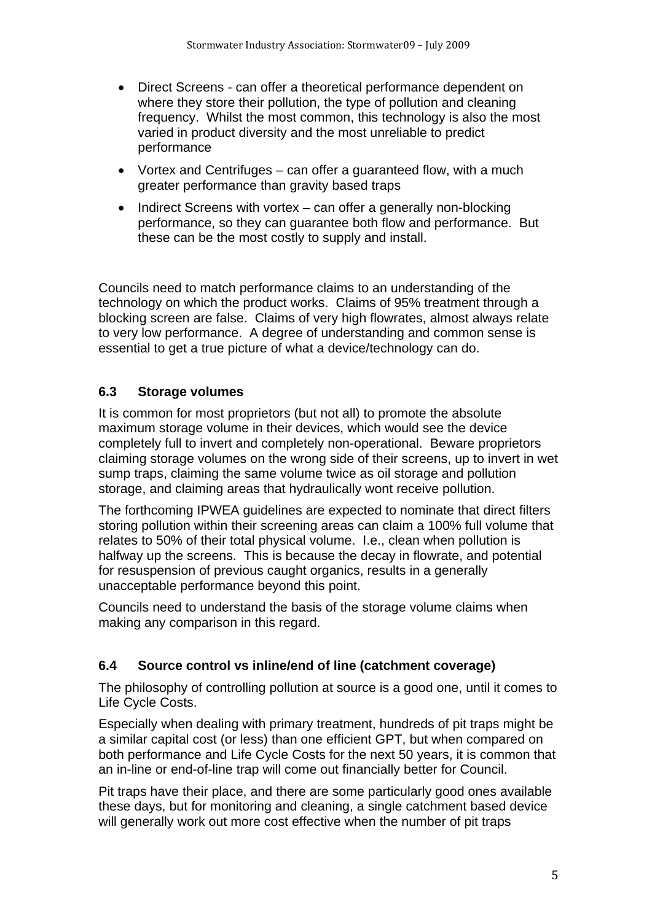- Direct Screens - can offer a theoretical performance dependent on where they store their pollution, the type of pollution and cleaning frequency. Whilst the most common, this technology is also the most varied in product diversity and the most unreliable to predict performance
- Vortex and Centrifuges – can offer a guaranteed flow, with a much greater performance than gravity based traps
- Indirect Screens with vortex – can offer a generally non-blocking performance, so they can guarantee both flow and performance. But these can be the most costly to supply and install.

Councils need to match performance claims to an understanding of the technology on which the product works. Claims of 95% treatment through a blocking screen are false. Claims of very high flowrates, almost always relate to very low performance. A degree of understanding and common sense is essential to get a true picture of what a device/technology can do.

### 6.3 Storage volumes

It is common for most proprietors (but not all) to promote the absolute maximum storage volume in their devices, which would see the device completely full to invert and completely non-operational. Beware proprietors claiming storage volumes on the wrong side of their screens, up to invert in wet sump traps, claiming the same volume twice as oil storage and pollution storage, and claiming areas that hydraulically wont receive pollution.

The forthcoming IPWEA guidelines are expected to nominate that direct filters storing pollution within their screening areas can claim a 100% full volume that relates to 50% of their total physical volume. I.e., clean when pollution is halfway up the screens. This is because the decay in flowrate, and potential for resuspension of previous caught organics, results in a generally unacceptable performance beyond this point.

Councils need to understand the basis of the storage volume claims when making any comparison in this regard.

### 6.4 Source control vs inline/end of line (catchment coverage)

The philosophy of controlling pollution at source is a good one, until it comes to Life Cycle Costs.

Especially when dealing with primary treatment, hundreds of pit traps might be a similar capital cost (or less) than one efficient GPT, but when compared on both performance and Life Cycle Costs for the next 50 years, it is common that an in-line or end-of-line trap will come out financially better for Council.

Pit traps have their place, and there are some particularly good ones available these days, but for monitoring and cleaning, a single catchment based device will generally work out more cost effective when the number of pit traps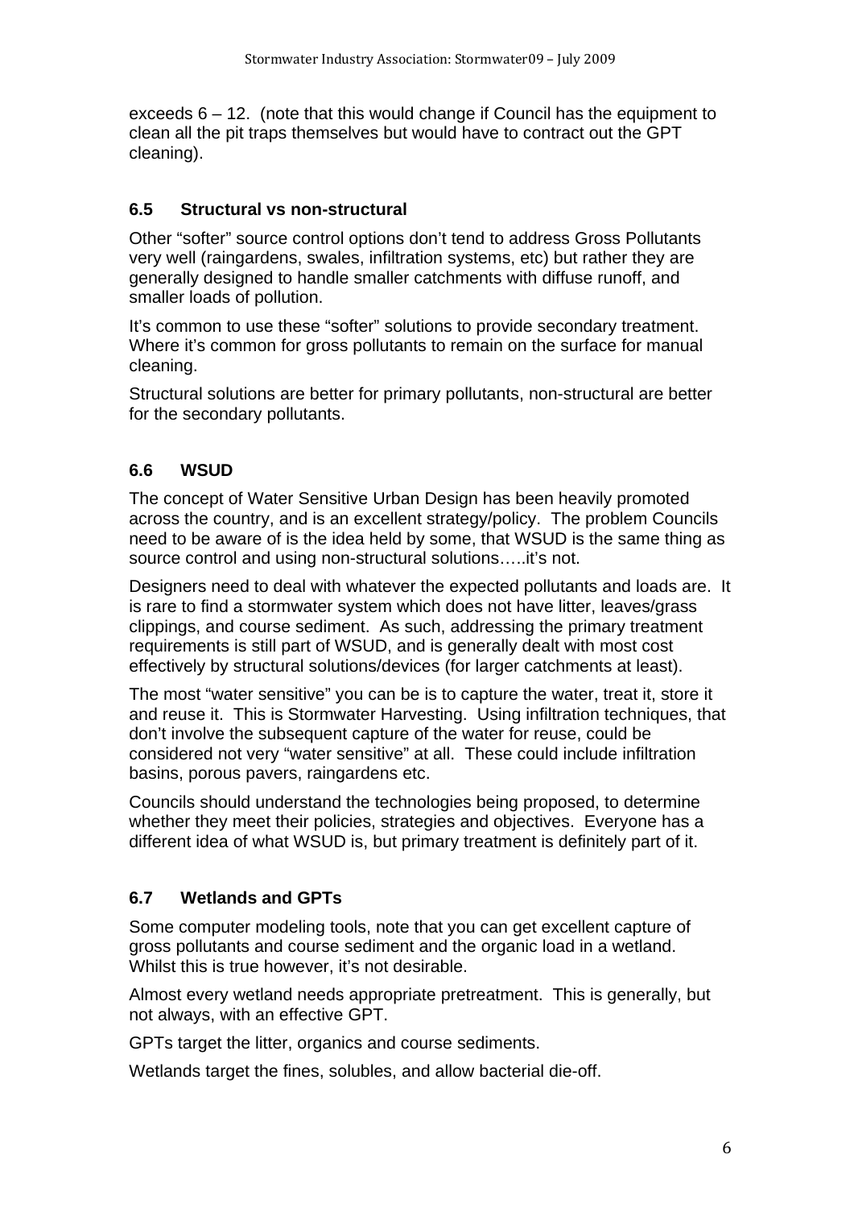exceeds 6 – 12. (note that this would change if Council has the equipment to clean all the pit traps themselves but would have to contract out the GPT cleaning).

### 6.5 Structural vs non-structural

Other "softer" source control options don't tend to address Gross Pollutants very well (raingardens, swales, infiltration systems, etc) but rather they are generally designed to handle smaller catchments with diffuse runoff, and smaller loads of pollution.

It's common to use these "softer" solutions to provide secondary treatment. Where it's common for gross pollutants to remain on the surface for manual cleaning.

Structural solutions are better for primary pollutants, non-structural are better for the secondary pollutants.

### 6.6 WSUD

The concept of Water Sensitive Urban Design has been heavily promoted across the country, and is an excellent strategy/policy. The problem Councils need to be aware of is the idea held by some, that WSUD is the same thing as source control and using non-structural solutions…..it's not.

Designers need to deal with whatever the expected pollutants and loads are. It is rare to find a stormwater system which does not have litter, leaves/grass clippings, and course sediment. As such, addressing the primary treatment requirements is still part of WSUD, and is generally dealt with most cost effectively by structural solutions/devices (for larger catchments at least).

The most "water sensitive" you can be is to capture the water, treat it, store it and reuse it. This is Stormwater Harvesting. Using infiltration techniques, that don't involve the subsequent capture of the water for reuse, could be considered not very "water sensitive" at all. These could include infiltration basins, porous pavers, raingardens etc.

Councils should understand the technologies being proposed, to determine whether they meet their policies, strategies and objectives. Everyone has a different idea of what WSUD is, but primary treatment is definitely part of it.

### 6.7 Wetlands and GPTs

Some computer modeling tools, note that you can get excellent capture of gross pollutants and course sediment and the organic load in a wetland. Whilst this is true however, it's not desirable.

Almost every wetland needs appropriate pretreatment. This is generally, but not always, with an effective GPT.

GPTs target the litter, organics and course sediments.

Wetlands target the fines, solubles, and allow bacterial die-off.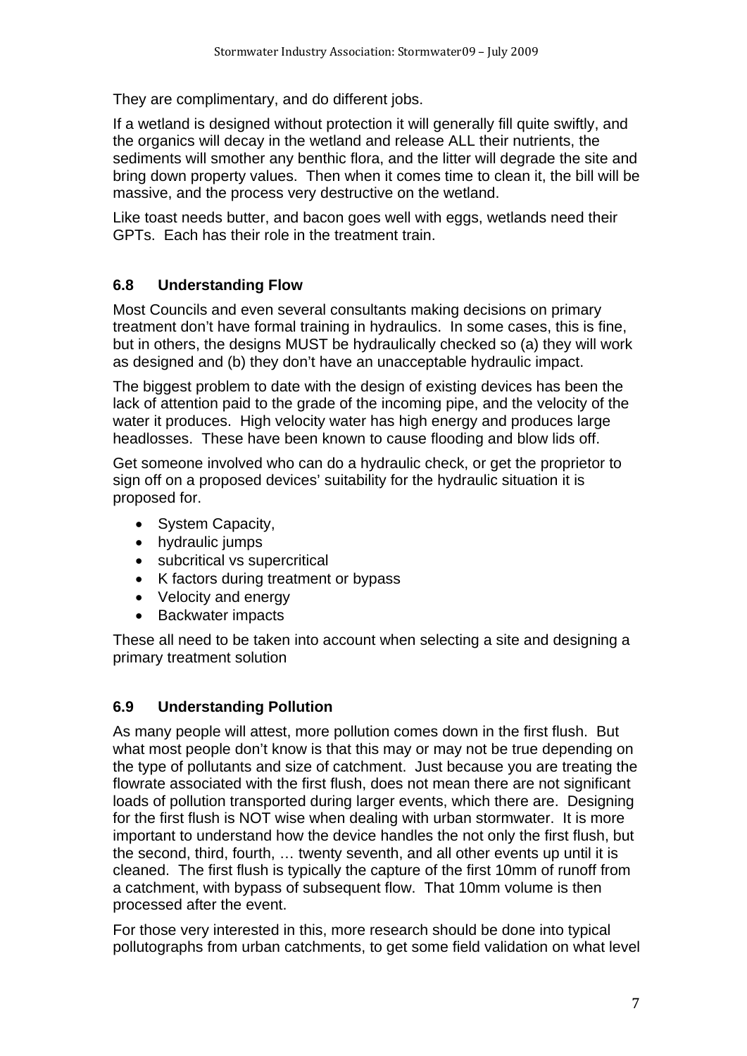They are complimentary, and do different jobs.

If a wetland is designed without protection it will generally fill quite swiftly, and the organics will decay in the wetland and release ALL their nutrients, the sediments will smother any benthic flora, and the litter will degrade the site and bring down property values. Then when it comes time to clean it, the bill will be massive, and the process very destructive on the wetland.

Like toast needs butter, and bacon goes well with eggs, wetlands need their GPTs. Each has their role in the treatment train.

### 6.8 Understanding Flow

Most Councils and even several consultants making decisions on primary treatment don't have formal training in hydraulics. In some cases, this is fine, but in others, the designs MUST be hydraulically checked so (a) they will work as designed and (b) they don't have an unacceptable hydraulic impact.

The biggest problem to date with the design of existing devices has been the lack of attention paid to the grade of the incoming pipe, and the velocity of the water it produces. High velocity water has high energy and produces large headlosses. These have been known to cause flooding and blow lids off.

Get someone involved who can do a hydraulic check, or get the proprietor to sign off on a proposed devices' suitability for the hydraulic situation it is proposed for.

- System Capacity,
- hydraulic jumps
- subcritical vs supercritical
- K factors during treatment or bypass
- Velocity and energy
- Backwater impacts

These all need to be taken into account when selecting a site and designing a primary treatment solution

### 6.9 Understanding Pollution

As many people will attest, more pollution comes down in the first flush. But what most people don't know is that this may or may not be true depending on the type of pollutants and size of catchment. Just because you are treating the flowrate associated with the first flush, does not mean there are not significant loads of pollution transported during larger events, which there are. Designing for the first flush is NOT wise when dealing with urban stormwater. It is more important to understand how the device handles the not only the first flush, but the second, third, fourth, … twenty seventh, and all other events up until it is cleaned. The first flush is typically the capture of the first 10mm of runoff from a catchment, with bypass of subsequent flow. That 10mm volume is then processed after the event.

For those very interested in this, more research should be done into typical pollutographs from urban catchments, to get some field validation on what level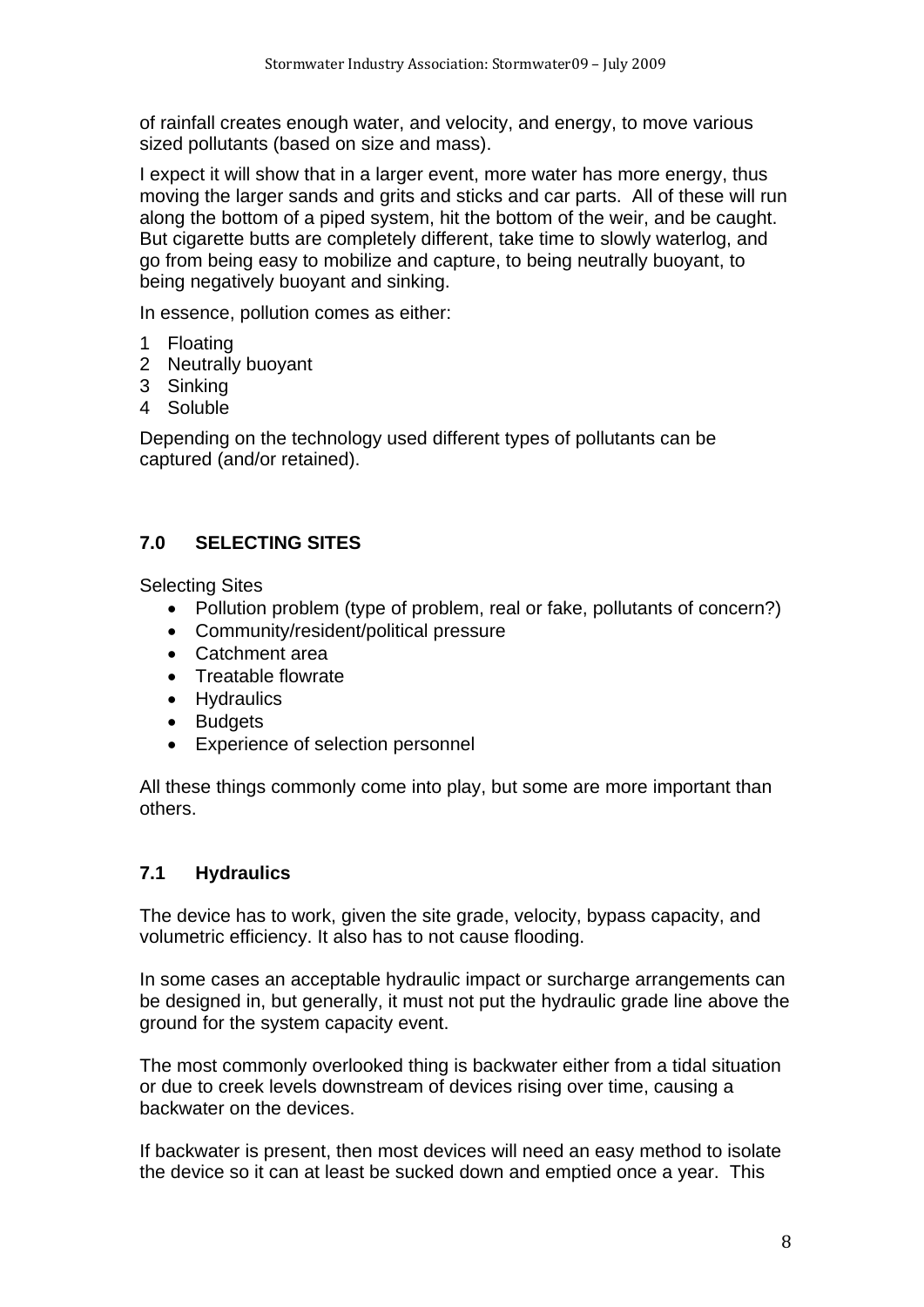of rainfall creates enough water, and velocity, and energy, to move various sized pollutants (based on size and mass).

I expect it will show that in a larger event, more water has more energy, thus moving the larger sands and grits and sticks and car parts. All of these will run along the bottom of a piped system, hit the bottom of the weir, and be caught. But cigarette butts are completely different, take time to slowly waterlog, and go from being easy to mobilize and capture, to being neutrally buoyant, to being negatively buoyant and sinking.

In essence, pollution comes as either:

1 Floating
2 Neutrally buoyant
3 Sinking
4 Soluble

Depending on the technology used different types of pollutants can be captured (and/or retained).

## 7.0 SELECTING SITES

Selecting Sites

- Pollution problem (type of problem, real or fake, pollutants of concern?)
- Community/resident/political pressure
- Catchment area
- Treatable flowrate
- Hydraulics
- Budgets
- Experience of selection personnel

All these things commonly come into play, but some are more important than others.

### 7.1 Hydraulics

The device has to work, given the site grade, velocity, bypass capacity, and volumetric efficiency. It also has to not cause flooding.

In some cases an acceptable hydraulic impact or surcharge arrangements can be designed in, but generally, it must not put the hydraulic grade line above the ground for the system capacity event.

The most commonly overlooked thing is backwater either from a tidal situation or due to creek levels downstream of devices rising over time, causing a backwater on the devices.

If backwater is present, then most devices will need an easy method to isolate the device so it can at least be sucked down and emptied once a year. This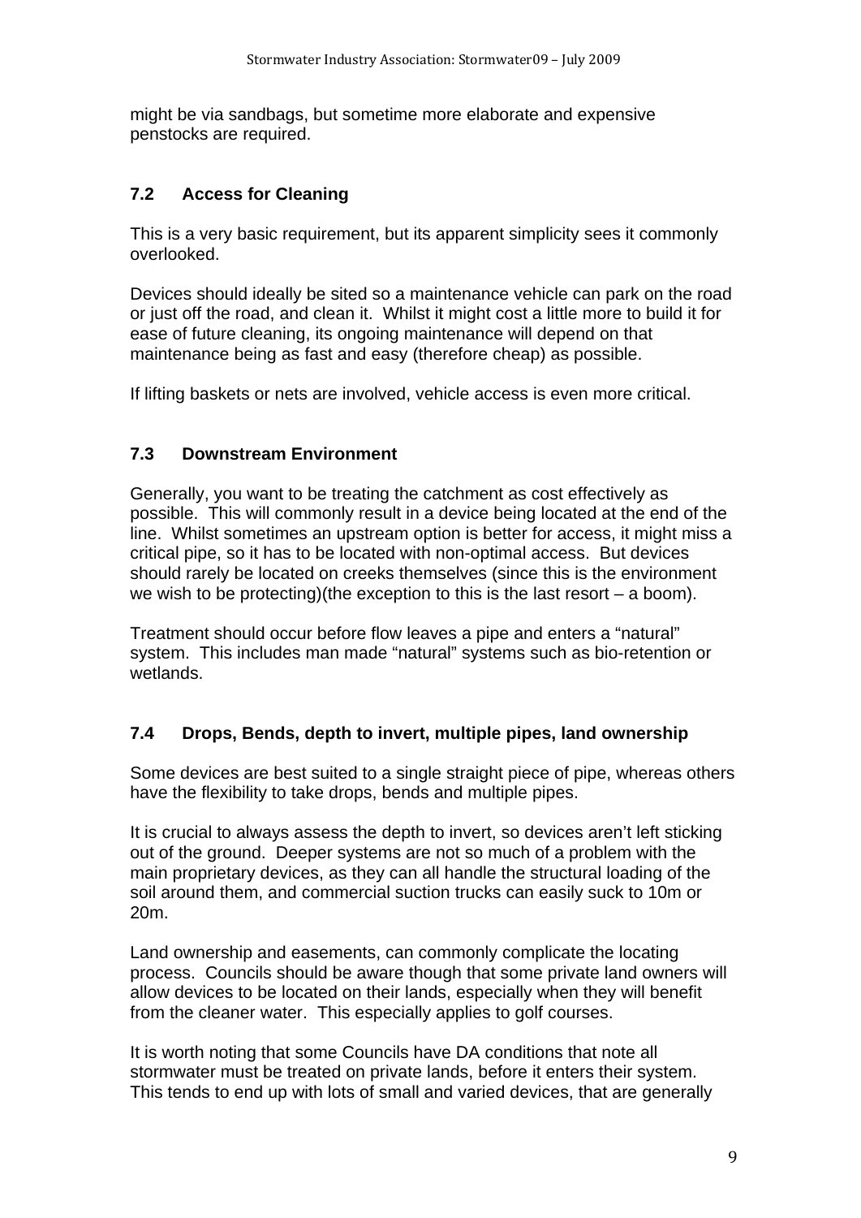might be via sandbags, but sometime more elaborate and expensive penstocks are required.

### 7.2 Access for Cleaning

This is a very basic requirement, but its apparent simplicity sees it commonly overlooked.

Devices should ideally be sited so a maintenance vehicle can park on the road or just off the road, and clean it. Whilst it might cost a little more to build it for ease of future cleaning, its ongoing maintenance will depend on that maintenance being as fast and easy (therefore cheap) as possible.

If lifting baskets or nets are involved, vehicle access is even more critical.

### 7.3 Downstream Environment

Generally, you want to be treating the catchment as cost effectively as possible. This will commonly result in a device being located at the end of the line. Whilst sometimes an upstream option is better for access, it might miss a critical pipe, so it has to be located with non-optimal access. But devices should rarely be located on creeks themselves (since this is the environment we wish to be protecting)(the exception to this is the last resort – a boom).

Treatment should occur before flow leaves a pipe and enters a "natural" system. This includes man made "natural" systems such as bio-retention or wetlands.

### 7.4 Drops, Bends, depth to invert, multiple pipes, land ownership

Some devices are best suited to a single straight piece of pipe, whereas others have the flexibility to take drops, bends and multiple pipes.

It is crucial to always assess the depth to invert, so devices aren't left sticking out of the ground. Deeper systems are not so much of a problem with the main proprietary devices, as they can all handle the structural loading of the soil around them, and commercial suction trucks can easily suck to 10m or 20m.

Land ownership and easements, can commonly complicate the locating process. Councils should be aware though that some private land owners will allow devices to be located on their lands, especially when they will benefit from the cleaner water. This especially applies to golf courses.

It is worth noting that some Councils have DA conditions that note all stormwater must be treated on private lands, before it enters their system. This tends to end up with lots of small and varied devices, that are generally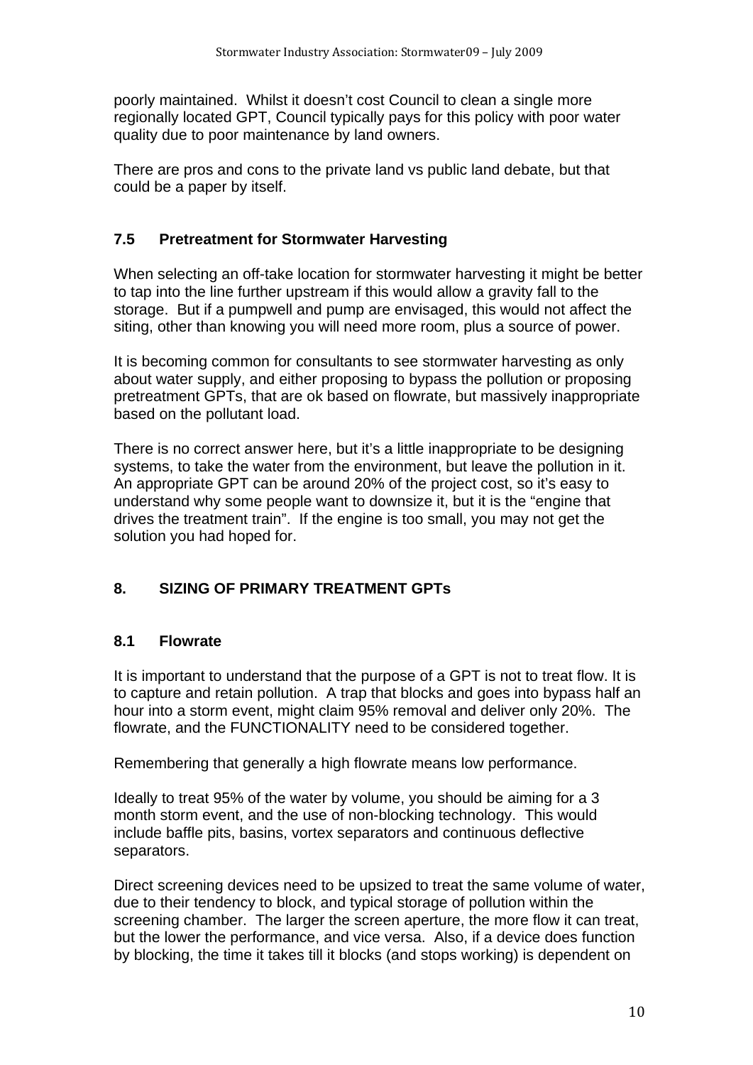poorly maintained. Whilst it doesn't cost Council to clean a single more regionally located GPT, Council typically pays for this policy with poor water quality due to poor maintenance by land owners.

There are pros and cons to the private land vs public land debate, but that could be a paper by itself.

### 7.5 Pretreatment for Stormwater Harvesting

When selecting an off-take location for stormwater harvesting it might be better to tap into the line further upstream if this would allow a gravity fall to the storage. But if a pumpwell and pump are envisaged, this would not affect the siting, other than knowing you will need more room, plus a source of power.

It is becoming common for consultants to see stormwater harvesting as only about water supply, and either proposing to bypass the pollution or proposing pretreatment GPTs, that are ok based on flowrate, but massively inappropriate based on the pollutant load.

There is no correct answer here, but it's a little inappropriate to be designing systems, to take the water from the environment, but leave the pollution in it. An appropriate GPT can be around 20% of the project cost, so it's easy to understand why some people want to downsize it, but it is the "engine that drives the treatment train". If the engine is too small, you may not get the solution you had hoped for.

## 8. SIZING OF PRIMARY TREATMENT GPTs

### 8.1 Flowrate

It is important to understand that the purpose of a GPT is not to treat flow. It is to capture and retain pollution. A trap that blocks and goes into bypass half an hour into a storm event, might claim 95% removal and deliver only 20%. The flowrate, and the FUNCTIONALITY need to be considered together.

Remembering that generally a high flowrate means low performance.

Ideally to treat 95% of the water by volume, you should be aiming for a 3 month storm event, and the use of non-blocking technology. This would include baffle pits, basins, vortex separators and continuous deflective separators.

Direct screening devices need to be upsized to treat the same volume of water, due to their tendency to block, and typical storage of pollution within the screening chamber. The larger the screen aperture, the more flow it can treat, but the lower the performance, and vice versa. Also, if a device does function by blocking, the time it takes till it blocks (and stops working) is dependent on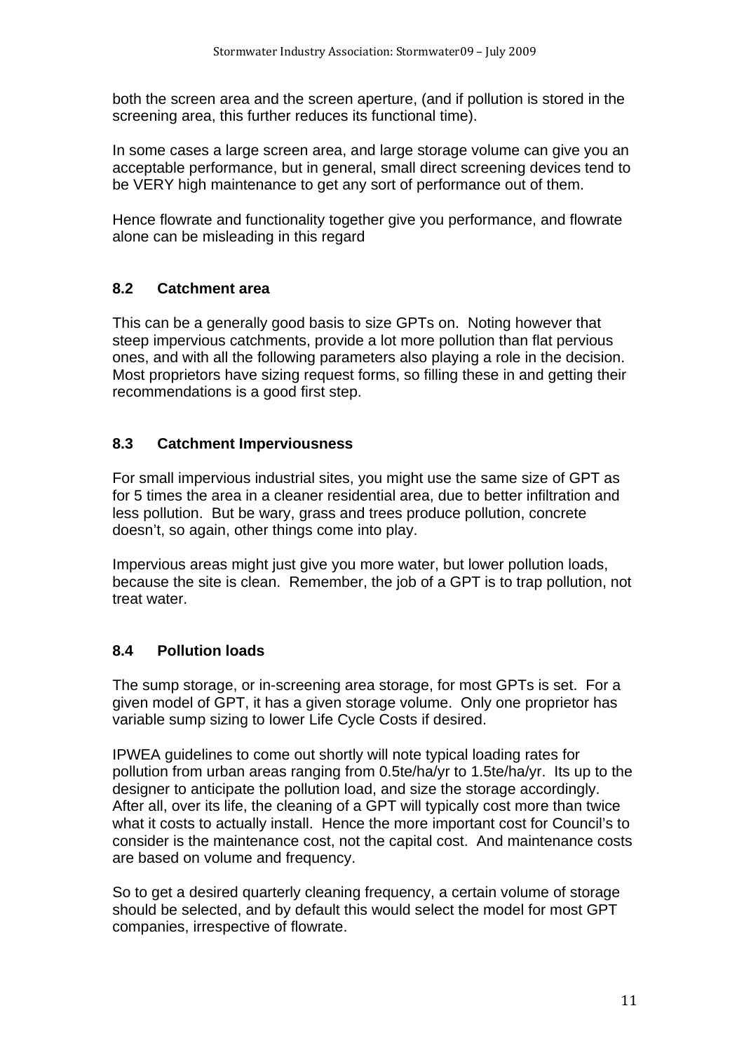both the screen area and the screen aperture, (and if pollution is stored in the screening area, this further reduces its functional time).

In some cases a large screen area, and large storage volume can give you an acceptable performance, but in general, small direct screening devices tend to be VERY high maintenance to get any sort of performance out of them.

Hence flowrate and functionality together give you performance, and flowrate alone can be misleading in this regard

### 8.2 Catchment area

This can be a generally good basis to size GPTs on. Noting however that steep impervious catchments, provide a lot more pollution than flat pervious ones, and with all the following parameters also playing a role in the decision. Most proprietors have sizing request forms, so filling these in and getting their recommendations is a good first step.

### 8.3 Catchment Imperviousness

For small impervious industrial sites, you might use the same size of GPT as for 5 times the area in a cleaner residential area, due to better infiltration and less pollution. But be wary, grass and trees produce pollution, concrete doesn't, so again, other things come into play.

Impervious areas might just give you more water, but lower pollution loads, because the site is clean. Remember, the job of a GPT is to trap pollution, not treat water.

### 8.4 Pollution loads

The sump storage, or in-screening area storage, for most GPTs is set. For a given model of GPT, it has a given storage volume. Only one proprietor has variable sump sizing to lower Life Cycle Costs if desired.

IPWEA guidelines to come out shortly will note typical loading rates for pollution from urban areas ranging from 0.5te/ha/yr to 1.5te/ha/yr. Its up to the designer to anticipate the pollution load, and size the storage accordingly. After all, over its life, the cleaning of a GPT will typically cost more than twice what it costs to actually install. Hence the more important cost for Council's to consider is the maintenance cost, not the capital cost. And maintenance costs are based on volume and frequency.

So to get a desired quarterly cleaning frequency, a certain volume of storage should be selected, and by default this would select the model for most GPT companies, irrespective of flowrate.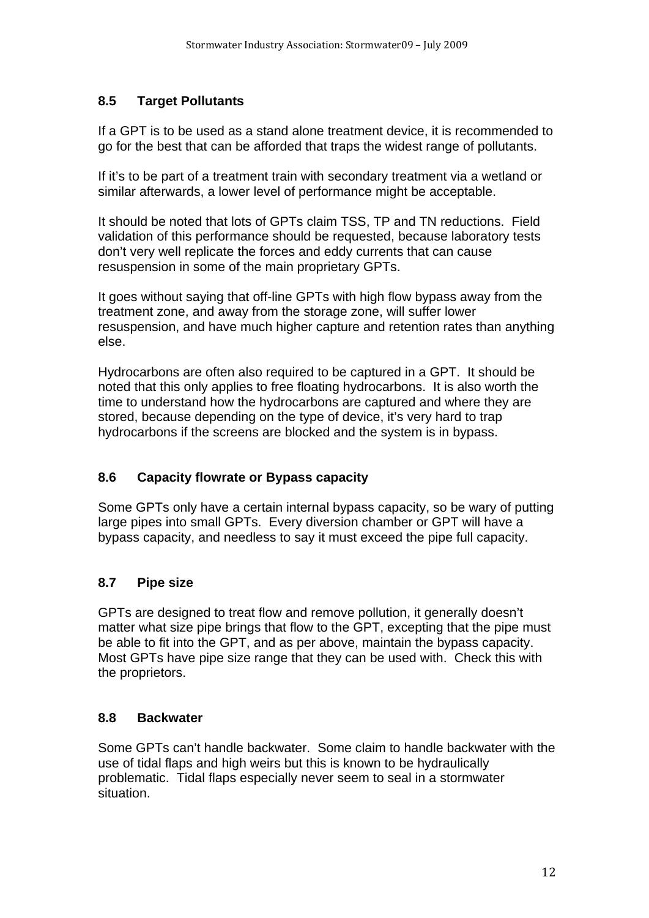### 8.5 Target Pollutants

If a GPT is to be used as a stand alone treatment device, it is recommended to go for the best that can be afforded that traps the widest range of pollutants.

If it's to be part of a treatment train with secondary treatment via a wetland or similar afterwards, a lower level of performance might be acceptable.

It should be noted that lots of GPTs claim TSS, TP and TN reductions. Field validation of this performance should be requested, because laboratory tests don't very well replicate the forces and eddy currents that can cause resuspension in some of the main proprietary GPTs.

It goes without saying that off-line GPTs with high flow bypass away from the treatment zone, and away from the storage zone, will suffer lower resuspension, and have much higher capture and retention rates than anything else.

Hydrocarbons are often also required to be captured in a GPT. It should be noted that this only applies to free floating hydrocarbons. It is also worth the time to understand how the hydrocarbons are captured and where they are stored, because depending on the type of device, it's very hard to trap hydrocarbons if the screens are blocked and the system is in bypass.

### 8.6 Capacity flowrate or Bypass capacity

Some GPTs only have a certain internal bypass capacity, so be wary of putting large pipes into small GPTs. Every diversion chamber or GPT will have a bypass capacity, and needless to say it must exceed the pipe full capacity.

### 8.7 Pipe size

GPTs are designed to treat flow and remove pollution, it generally doesn't matter what size pipe brings that flow to the GPT, excepting that the pipe must be able to fit into the GPT, and as per above, maintain the bypass capacity. Most GPTs have pipe size range that they can be used with. Check this with the proprietors.

### 8.8 Backwater

Some GPTs can't handle backwater. Some claim to handle backwater with the use of tidal flaps and high weirs but this is known to be hydraulically problematic. Tidal flaps especially never seem to seal in a stormwater situation.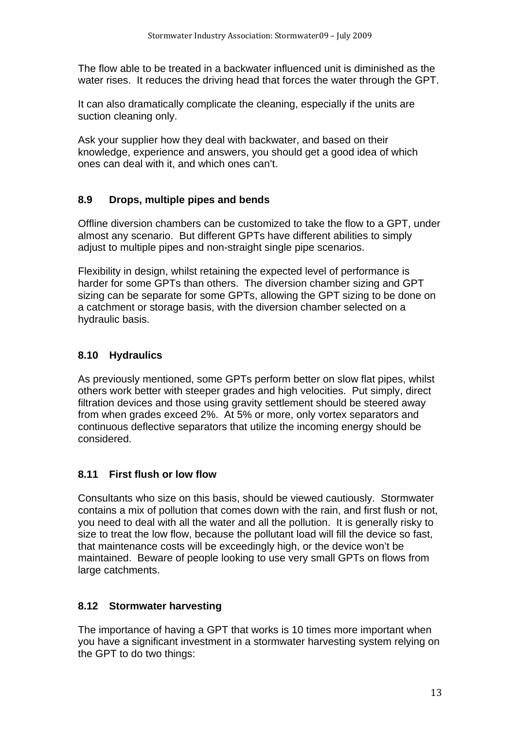The flow able to be treated in a backwater influenced unit is diminished as the water rises. It reduces the driving head that forces the water through the GPT.

It can also dramatically complicate the cleaning, especially if the units are suction cleaning only.

Ask your supplier how they deal with backwater, and based on their knowledge, experience and answers, you should get a good idea of which ones can deal with it, and which ones can't.

### 8.9 Drops, multiple pipes and bends

Offline diversion chambers can be customized to take the flow to a GPT, under almost any scenario. But different GPTs have different abilities to simply adjust to multiple pipes and non-straight single pipe scenarios.

Flexibility in design, whilst retaining the expected level of performance is harder for some GPTs than others. The diversion chamber sizing and GPT sizing can be separate for some GPTs, allowing the GPT sizing to be done on a catchment or storage basis, with the diversion chamber selected on a hydraulic basis.

### 8.10 Hydraulics

As previously mentioned, some GPTs perform better on slow flat pipes, whilst others work better with steeper grades and high velocities. Put simply, direct filtration devices and those using gravity settlement should be steered away from when grades exceed 2%. At 5% or more, only vortex separators and continuous deflective separators that utilize the incoming energy should be considered.

### 8.11 First flush or low flow

Consultants who size on this basis, should be viewed cautiously. Stormwater contains a mix of pollution that comes down with the rain, and first flush or not, you need to deal with all the water and all the pollution. It is generally risky to size to treat the low flow, because the pollutant load will fill the device so fast, that maintenance costs will be exceedingly high, or the device won't be maintained. Beware of people looking to use very small GPTs on flows from large catchments.

### 8.12 Stormwater harvesting

The importance of having a GPT that works is 10 times more important when you have a significant investment in a stormwater harvesting system relying on the GPT to do two things: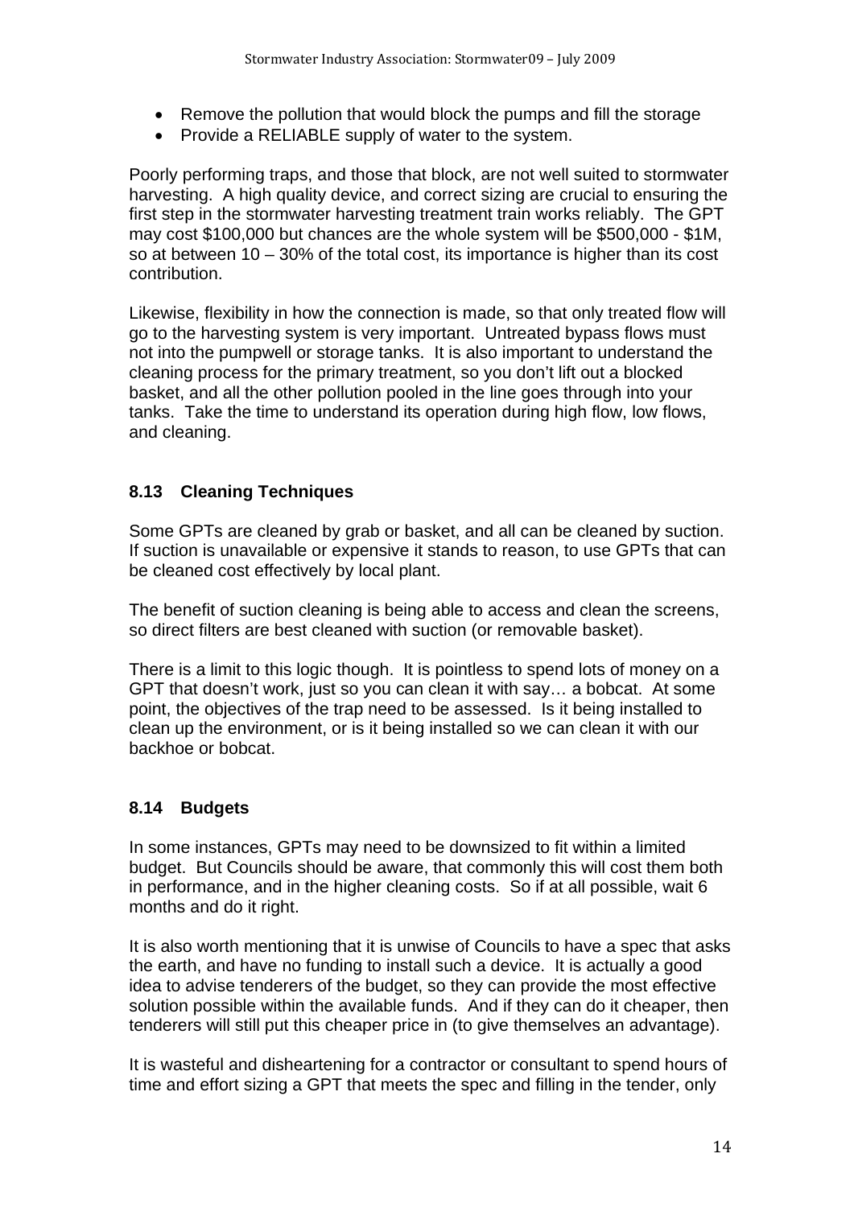- Remove the pollution that would block the pumps and fill the storage
- Provide a RELIABLE supply of water to the system.

Poorly performing traps, and those that block, are not well suited to stormwater harvesting. A high quality device, and correct sizing are crucial to ensuring the first step in the stormwater harvesting treatment train works reliably. The GPT may cost $100,000 but chances are the whole system will be $500,000 - $1M, so at between 10 – 30% of the total cost, its importance is higher than its cost contribution.

Likewise, flexibility in how the connection is made, so that only treated flow will go to the harvesting system is very important. Untreated bypass flows must not into the pumpwell or storage tanks. It is also important to understand the cleaning process for the primary treatment, so you don't lift out a blocked basket, and all the other pollution pooled in the line goes through into your tanks. Take the time to understand its operation during high flow, low flows, and cleaning.

### 8.13 Cleaning Techniques

Some GPTs are cleaned by grab or basket, and all can be cleaned by suction. If suction is unavailable or expensive it stands to reason, to use GPTs that can be cleaned cost effectively by local plant.

The benefit of suction cleaning is being able to access and clean the screens, so direct filters are best cleaned with suction (or removable basket).

There is a limit to this logic though. It is pointless to spend lots of money on a GPT that doesn't work, just so you can clean it with say… a bobcat. At some point, the objectives of the trap need to be assessed. Is it being installed to clean up the environment, or is it being installed so we can clean it with our backhoe or bobcat.

### 8.14 Budgets

In some instances, GPTs may need to be downsized to fit within a limited budget. But Councils should be aware, that commonly this will cost them both in performance, and in the higher cleaning costs. So if at all possible, wait 6 months and do it right.

It is also worth mentioning that it is unwise of Councils to have a spec that asks the earth, and have no funding to install such a device. It is actually a good idea to advise tenderers of the budget, so they can provide the most effective solution possible within the available funds. And if they can do it cheaper, then tenderers will still put this cheaper price in (to give themselves an advantage).

It is wasteful and disheartening for a contractor or consultant to spend hours of time and effort sizing a GPT that meets the spec and filling in the tender, only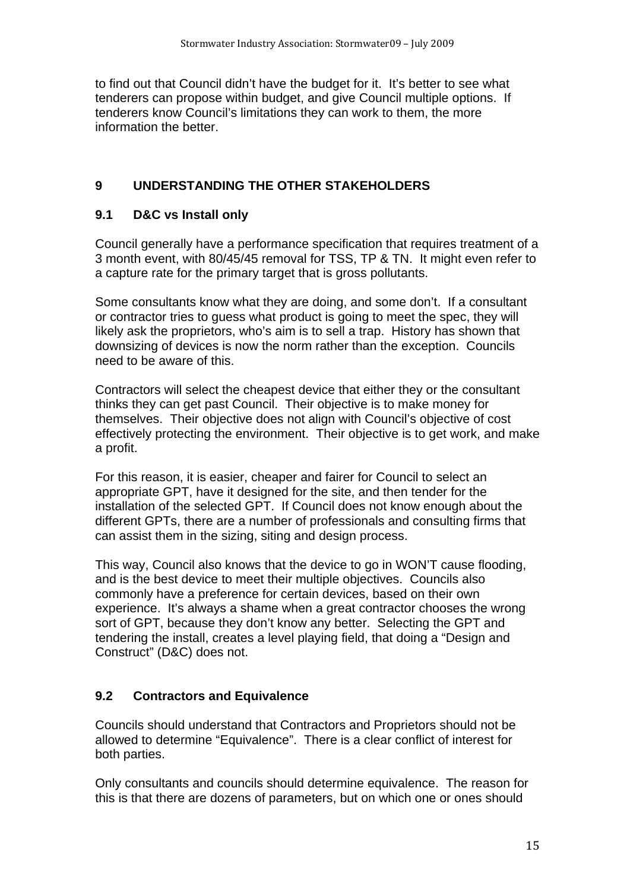to find out that Council didn't have the budget for it. It's better to see what tenderers can propose within budget, and give Council multiple options. If tenderers know Council's limitations they can work to them, the more information the better.

## 9 UNDERSTANDING THE OTHER STAKEHOLDERS

### 9.1 D&C vs Install only

Council generally have a performance specification that requires treatment of a 3 month event, with 80/45/45 removal for TSS, TP & TN. It might even refer to a capture rate for the primary target that is gross pollutants.

Some consultants know what they are doing, and some don't. If a consultant or contractor tries to guess what product is going to meet the spec, they will likely ask the proprietors, who's aim is to sell a trap. History has shown that downsizing of devices is now the norm rather than the exception. Councils need to be aware of this.

Contractors will select the cheapest device that either they or the consultant thinks they can get past Council. Their objective is to make money for themselves. Their objective does not align with Council's objective of cost effectively protecting the environment. Their objective is to get work, and make a profit.

For this reason, it is easier, cheaper and fairer for Council to select an appropriate GPT, have it designed for the site, and then tender for the installation of the selected GPT. If Council does not know enough about the different GPTs, there are a number of professionals and consulting firms that can assist them in the sizing, siting and design process.

This way, Council also knows that the device to go in WON'T cause flooding, and is the best device to meet their multiple objectives. Councils also commonly have a preference for certain devices, based on their own experience. It's always a shame when a great contractor chooses the wrong sort of GPT, because they don't know any better. Selecting the GPT and tendering the install, creates a level playing field, that doing a "Design and Construct" (D&C) does not.

### 9.2 Contractors and Equivalence

Councils should understand that Contractors and Proprietors should not be allowed to determine "Equivalence". There is a clear conflict of interest for both parties.

Only consultants and councils should determine equivalence. The reason for this is that there are dozens of parameters, but on which one or ones should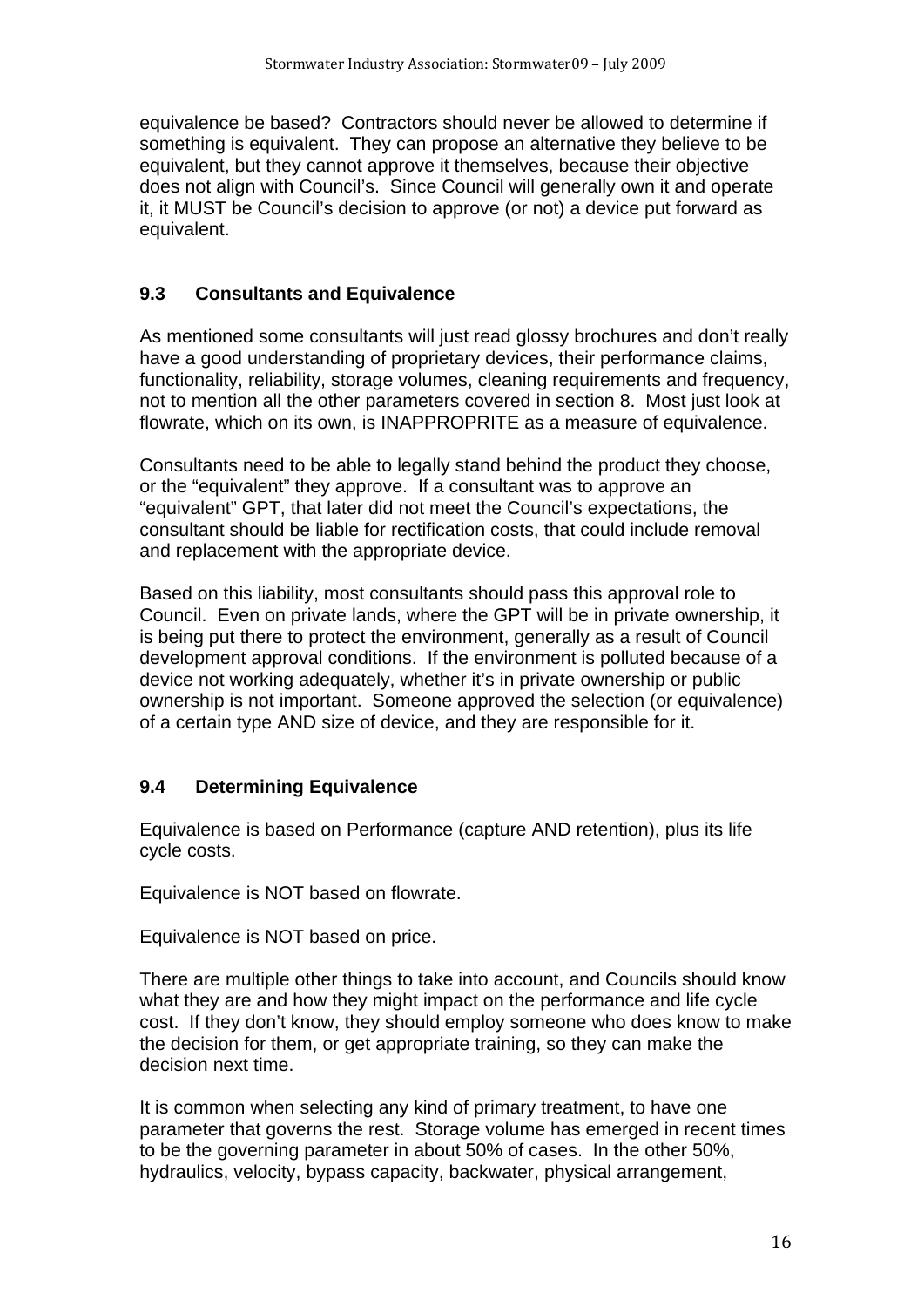equivalence be based? Contractors should never be allowed to determine if something is equivalent. They can propose an alternative they believe to be equivalent, but they cannot approve it themselves, because their objective does not align with Council's. Since Council will generally own it and operate it, it MUST be Council's decision to approve (or not) a device put forward as equivalent.

### 9.3 Consultants and Equivalence

As mentioned some consultants will just read glossy brochures and don't really have a good understanding of proprietary devices, their performance claims, functionality, reliability, storage volumes, cleaning requirements and frequency, not to mention all the other parameters covered in section 8. Most just look at flowrate, which on its own, is INAPPROPRITE as a measure of equivalence.

Consultants need to be able to legally stand behind the product they choose, or the "equivalent" they approve. If a consultant was to approve an "equivalent" GPT, that later did not meet the Council's expectations, the consultant should be liable for rectification costs, that could include removal and replacement with the appropriate device.

Based on this liability, most consultants should pass this approval role to Council. Even on private lands, where the GPT will be in private ownership, it is being put there to protect the environment, generally as a result of Council development approval conditions. If the environment is polluted because of a device not working adequately, whether it's in private ownership or public ownership is not important. Someone approved the selection (or equivalence) of a certain type AND size of device, and they are responsible for it.

### 9.4 Determining Equivalence

Equivalence is based on Performance (capture AND retention), plus its life cycle costs.

Equivalence is NOT based on flowrate.

Equivalence is NOT based on price.

There are multiple other things to take into account, and Councils should know what they are and how they might impact on the performance and life cycle cost. If they don't know, they should employ someone who does know to make the decision for them, or get appropriate training, so they can make the decision next time.

It is common when selecting any kind of primary treatment, to have one parameter that governs the rest. Storage volume has emerged in recent times to be the governing parameter in about 50% of cases. In the other 50%, hydraulics, velocity, bypass capacity, backwater, physical arrangement,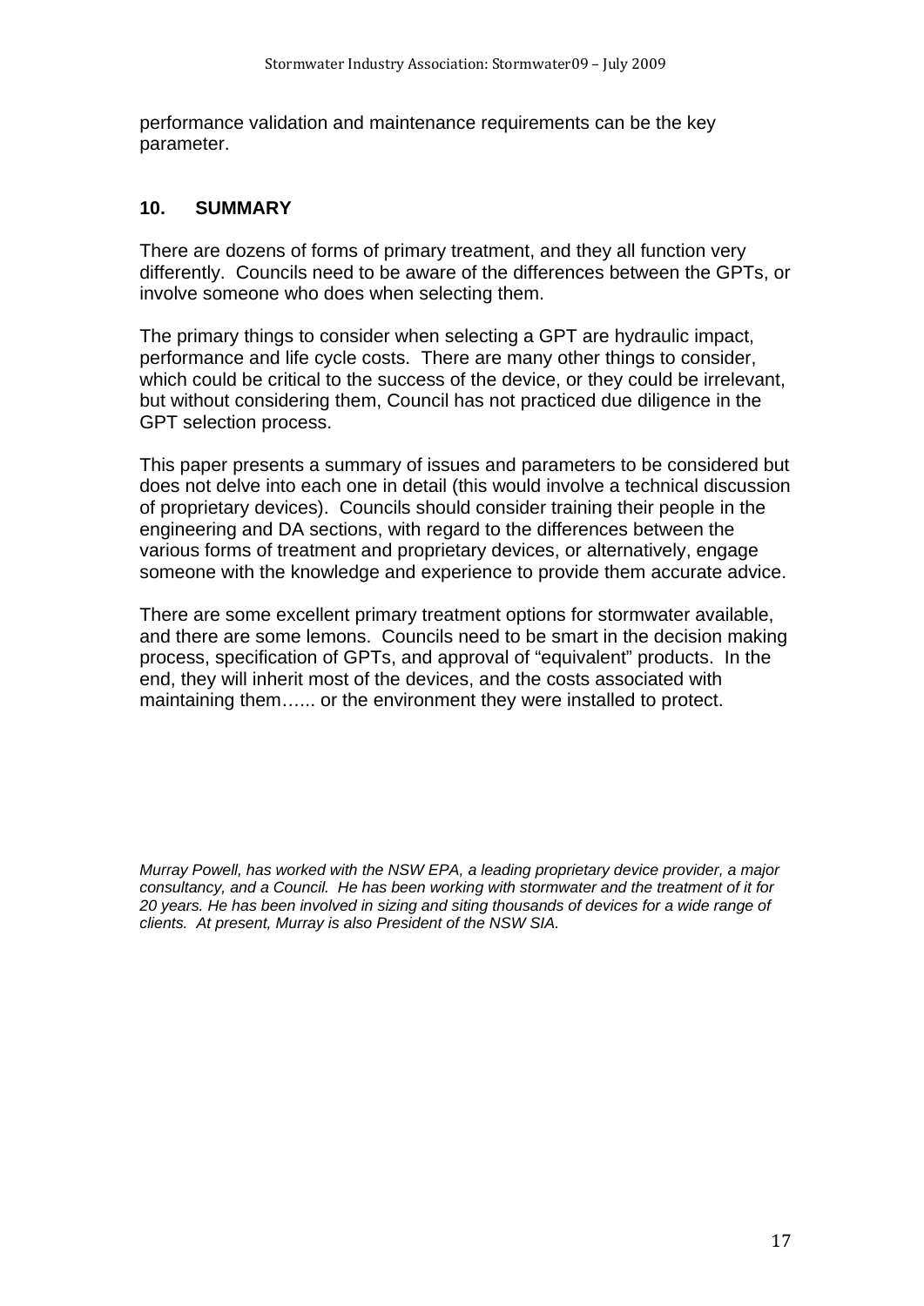performance validation and maintenance requirements can be the key parameter.

## 10. SUMMARY

There are dozens of forms of primary treatment, and they all function very differently. Councils need to be aware of the differences between the GPTs, or involve someone who does when selecting them.

The primary things to consider when selecting a GPT are hydraulic impact, performance and life cycle costs. There are many other things to consider, which could be critical to the success of the device, or they could be irrelevant, but without considering them, Council has not practiced due diligence in the GPT selection process.

This paper presents a summary of issues and parameters to be considered but does not delve into each one in detail (this would involve a technical discussion of proprietary devices). Councils should consider training their people in the engineering and DA sections, with regard to the differences between the various forms of treatment and proprietary devices, or alternatively, engage someone with the knowledge and experience to provide them accurate advice.

There are some excellent primary treatment options for stormwater available, and there are some lemons. Councils need to be smart in the decision making process, specification of GPTs, and approval of "equivalent" products. In the end, they will inherit most of the devices, and the costs associated with maintaining them…... or the environment they were installed to protect.

*Murray Powell, has worked with the NSW EPA, a leading proprietary device provider, a major consultancy, and a Council. He has been working with stormwater and the treatment of it for 20 years. He has been involved in sizing and siting thousands of devices for a wide range of clients. At present, Murray is also President of the NSW SIA.*